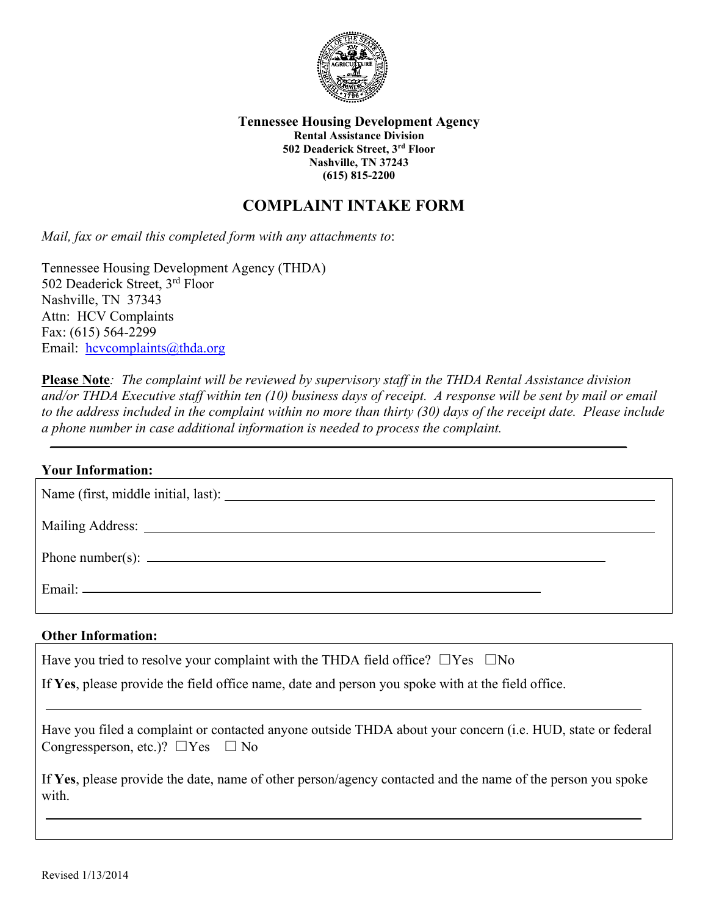**Tennessee Housing Development Agency**
**Rental Assistance Division**
**502 Deaderick Street, 3rd Floor**
**Nashville, TN 37243**
**(615) 815-2200**

# COMPLAINT INTAKE FORM

*Mail, fax or email this completed form with any attachments to*:

Tennessee Housing Development Agency (THDA)
502 Deaderick Street, 3rd Floor
Nashville, TN 37343
Attn: HCV Complaints
Fax: (615) 564-2299
Email: hcvcomplaints@thda.org

**Please Note***: The complaint will be reviewed by supervisory staff in the THDA Rental Assistance division and/or THDA Executive staff within ten (10) business days of receipt. A response will be sent by mail or email to the address included in the complaint within no more than thirty (30) days of the receipt date. Please include a phone number in case additional information is needed to process the complaint.*

---

**Your Information:**

Name (first, middle initial, last): ______________________________________________

Mailing Address: ______________________________________________

Phone number(s): ______________________________________________

Email: ______________________________________________

**Other Information:**

Have you tried to resolve your complaint with the THDA field office? ☐Yes ☐No

If **Yes**, please provide the field office name, date and person you spoke with at the field office.

______________________________________________

Have you filed a complaint or contacted anyone outside THDA about your concern (i.e. HUD, state or federal Congressperson, etc.)? ☐Yes ☐ No

If **Yes**, please provide the date, name of other person/agency contacted and the name of the person you spoke with.

______________________________________________

Revised 1/13/2014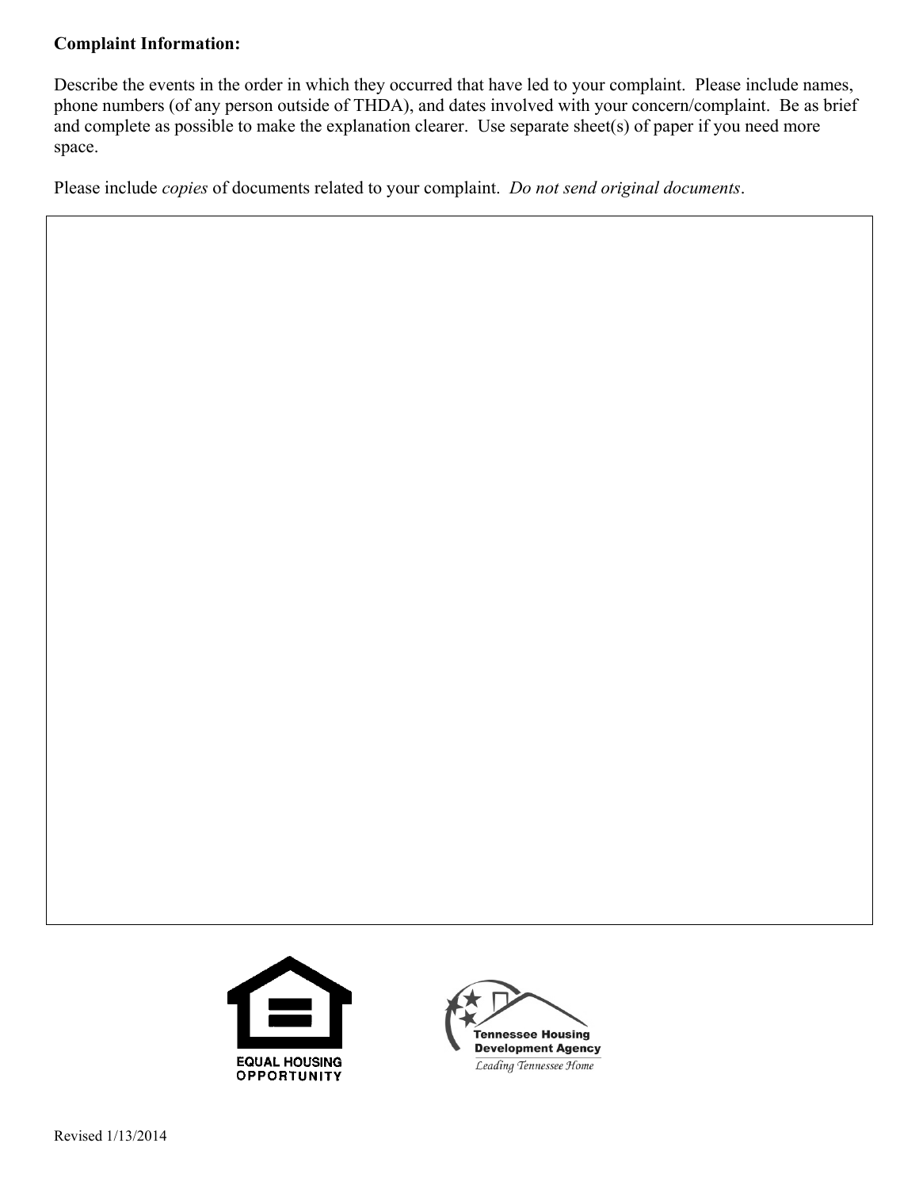**Complaint Information:**

Describe the events in the order in which they occurred that have led to your complaint. Please include names, phone numbers (of any person outside of THDA), and dates involved with your concern/complaint. Be as brief and complete as possible to make the explanation clearer. Use separate sheet(s) of paper if you need more space.

Please include *copies* of documents related to your complaint. *Do not send original documents*.

EQUAL HOUSING OPPORTUNITY

Tennessee Housing Development Agency
Leading Tennessee Home

Revised 1/13/2014